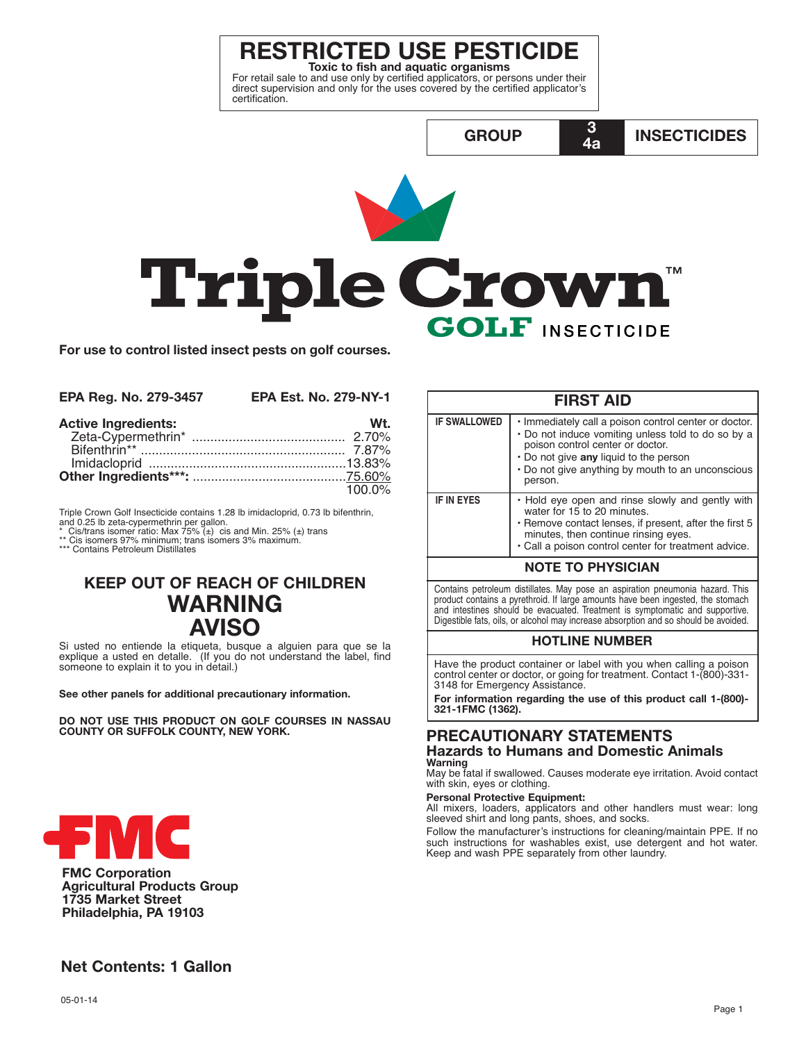# RESTRICTED USE PESTICIDE

**Toxic to fish and aquatic organisms**

For retail sale to and use only by certified applicators, or persons under their direct supervision and only for the uses covered by the certified applicator's certification.

| GROUP | 3<br>4a | INSECTICIDES |
|---|---|---|

# Triple Crown™ GOLF INSECTICIDE

**For use to control listed insect pests on golf courses.**

**EPA Reg. No. 279-3457** **EPA Est. No. 279-NY-1**

| **Active Ingredients:** | **Wt.** |
|---|---|
| Zeta-Cypermethrin* | 2.70% |
| Bifenthrin** | 7.87% |
| Imidacloprid | 13.83% |
| **Other Ingredients***:** | 75.60% |
| | 100.0% |

Triple Crown Golf Insecticide contains 1.28 lb imidacloprid, 0.73 lb bifenthrin, and 0.25 lb zeta-cypermethrin per gallon.

\* Cis/trans isomer ratio: Max 75% (±) cis and Min. 25% (±) trans

\** Cis isomers 97% minimum; trans isomers 3% maximum.

\*** Contains Petroleum Distillates

## KEEP OUT OF REACH OF CHILDREN

## WARNING

## AVISO

Si usted no entiende la etiqueta, busque a alguien para que se la explique a usted en detalle. (If you do not understand the label, find someone to explain it to you in detail.)

**See other panels for additional precautionary information.**

**DO NOT USE THIS PRODUCT ON GOLF COURSES IN NASSAU COUNTY OR SUFFOLK COUNTY, NEW YORK.**

## FIRST AID

| | |
|---|---|
| **IF SWALLOWED** | • Immediately call a poison control center or doctor.<br>• Do not induce vomiting unless told to do so by a poison control center or doctor.<br>• Do not give **any** liquid to the person<br>• Do not give anything by mouth to an unconscious person. |
| **IF IN EYES** | • Hold eye open and rinse slowly and gently with water for 15 to 20 minutes.<br>• Remove contact lenses, if present, after the first 5 minutes, then continue rinsing eyes.<br>• Call a poison control center for treatment advice. |

### NOTE TO PHYSICIAN

Contains petroleum distillates. May pose an aspiration pneumonia hazard. This product contains a pyrethroid. If large amounts have been ingested, the stomach and intestines should be evacuated. Treatment is symptomatic and supportive. Digestible fats, oils, or alcohol may increase absorption and so should be avoided.

### HOTLINE NUMBER

Have the product container or label with you when calling a poison control center or doctor, or going for treatment. Contact 1-(800)-331-3148 for Emergency Assistance.

**For information regarding the use of this product call 1-(800)-321-1FMC (1362).**

## PRECAUTIONARY STATEMENTS

### Hazards to Humans and Domestic Animals

**Warning**

May be fatal if swallowed. Causes moderate eye irritation. Avoid contact with skin, eyes or clothing.

**Personal Protective Equipment:**

All mixers, loaders, applicators and other handlers must wear: long sleeved shirt and long pants, shoes, and socks.

Follow the manufacturer's instructions for cleaning/maintain PPE. If no such instructions for washables exist, use detergent and hot water. Keep and wash PPE separately from other laundry.

FMC

**FMC Corporation**
**Agricultural Products Group**
**1735 Market Street**
**Philadelphia, PA 19103**

**Net Contents: 1 Gallon**

05-01-14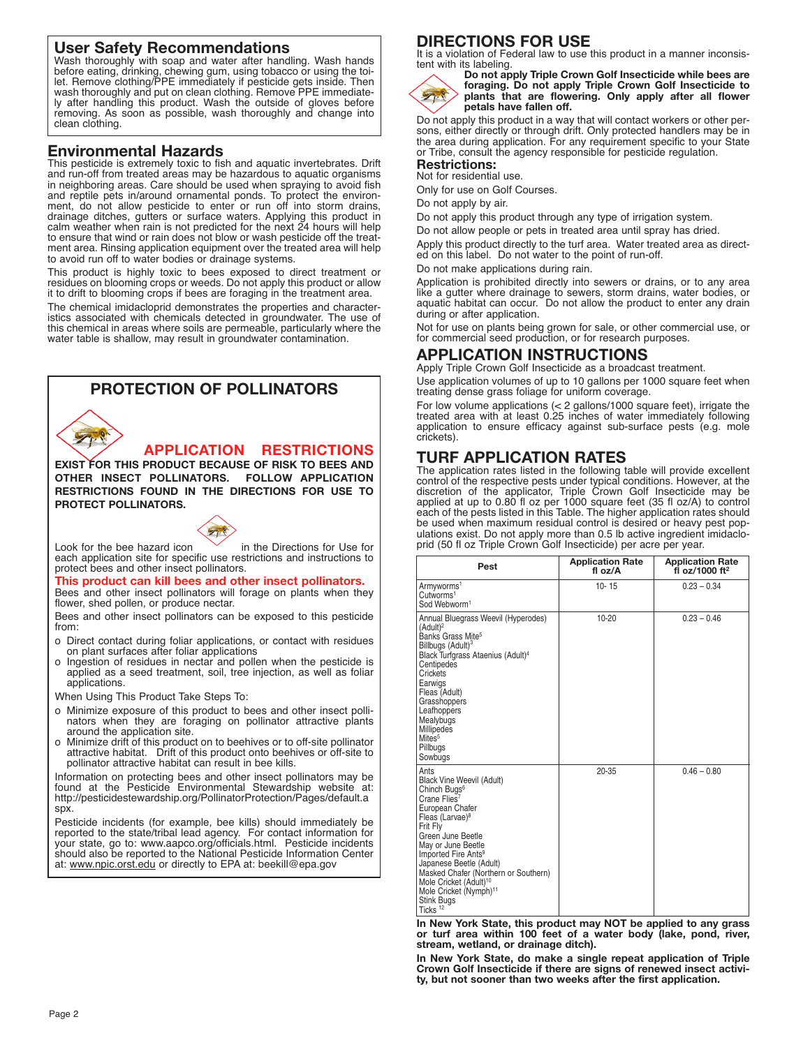## User Safety Recommendations

Wash thoroughly with soap and water after handling. Wash hands before eating, drinking, chewing gum, using tobacco or using the toilet. Remove clothing/PPE immediately if pesticide gets inside. Then wash thoroughly and put on clean clothing. Remove PPE immediately after handling this product. Wash the outside of gloves before removing. As soon as possible, wash thoroughly and change into clean clothing.

## Environmental Hazards

This pesticide is extremely toxic to fish and aquatic invertebrates. Drift and run-off from treated areas may be hazardous to aquatic organisms in neighboring areas. Care should be used when spraying to avoid fish and reptile pets in/around ornamental ponds. To protect the environment, do not allow pesticide to enter or run off into storm drains, drainage ditches, gutters or surface waters. Applying this product in calm weather when rain is not predicted for the next 24 hours will help to ensure that wind or rain does not blow or wash pesticide off the treatment area. Rinsing application equipment over the treated area will help to avoid run off to water bodies or drainage systems.

This product is highly toxic to bees exposed to direct treatment or residues on blooming crops or weeds. Do not apply this product or allow it to drift to blooming crops if bees are foraging in the treatment area.

The chemical imidacloprid demonstrates the properties and characteristics associated with chemicals detected in groundwater. The use of this chemical in areas where soils are permeable, particularly where the water table is shallow, may result in groundwater contamination.

## PROTECTION OF POLLINATORS

**APPLICATION RESTRICTIONS EXIST FOR THIS PRODUCT BECAUSE OF RISK TO BEES AND OTHER INSECT POLLINATORS. FOLLOW APPLICATION RESTRICTIONS FOUND IN THE DIRECTIONS FOR USE TO PROTECT POLLINATORS.**

Look for the bee hazard icon in the Directions for Use for each application site for specific use restrictions and instructions to protect bees and other insect pollinators.

**This product can kill bees and other insect pollinators.**

Bees and other insect pollinators will forage on plants when they flower, shed pollen, or produce nectar.

Bees and other insect pollinators can be exposed to this pesticide from:

- Direct contact during foliar applications, or contact with residues on plant surfaces after foliar applications
- Ingestion of residues in nectar and pollen when the pesticide is applied as a seed treatment, soil, tree injection, as well as foliar applications.

When Using This Product Take Steps To:

- Minimize exposure of this product to bees and other insect pollinators when they are foraging on pollinator attractive plants around the application site.
- Minimize drift of this product on to beehives or to off-site pollinator attractive habitat. Drift of this product onto beehives or off-site to pollinator attractive habitat can result in bee kills.

Information on protecting bees and other insect pollinators may be found at the Pesticide Environmental Stewardship website at: http://pesticidestewardship.org/PollinatorProtection/Pages/default.aspx.

Pesticide incidents (for example, bee kills) should immediately be reported to the state/tribal lead agency. For contact information for your state, go to: www.aapco.org/officials.html. Pesticide incidents should also be reported to the National Pesticide Information Center at: www.npic.orst.edu or directly to EPA at: beekill@epa.gov

## DIRECTIONS FOR USE

It is a violation of Federal law to use this product in a manner inconsistent with its labeling.

**Do not apply Triple Crown Golf Insecticide while bees are foraging. Do not apply Triple Crown Golf Insecticide to plants that are flowering. Only apply after all flower petals have fallen off.**

Do not apply this product in a way that will contact workers or other persons, either directly or through drift. Only protected handlers may be in the area during application. For any requirement specific to your State or Tribe, consult the agency responsible for pesticide regulation.

### Restrictions:

Not for residential use.

Only for use on Golf Courses.

Do not apply by air.

Do not apply this product through any type of irrigation system.

Do not allow people or pets in treated area until spray has dried.

Apply this product directly to the turf area. Water treated area as directed on this label. Do not water to the point of run-off.

Do not make applications during rain.

Application is prohibited directly into sewers or drains, or to any area like a gutter where drainage to sewers, storm drains, water bodies, or aquatic habitat can occur. Do not allow the product to enter any drain during or after application.

Not for use on plants being grown for sale, or other commercial use, or for commercial seed production, or for research purposes.

## APPLICATION INSTRUCTIONS

Apply Triple Crown Golf Insecticide as a broadcast treatment.

Use application volumes of up to 10 gallons per 1000 square feet when treating dense grass foliage for uniform coverage.

For low volume applications (< 2 gallons/1000 square feet), irrigate the treated area with at least 0.25 inches of water immediately following application to ensure efficacy against sub-surface pests (e.g. mole crickets).

## TURF APPLICATION RATES

The application rates listed in the following table will provide excellent control of the respective pests under typical conditions. However, at the discretion of the applicator, Triple Crown Golf Insecticide may be applied at up to 0.80 fl oz per 1000 square feet (35 fl oz/A) to control each of the pests listed in this Table. The higher application rates should be used when maximum residual control is desired or heavy pest populations exist. Do not apply more than 0.5 lb active ingredient imidacloprid (50 fl oz Triple Crown Golf Insecticide) per acre per year.

| Pest | Application Rate fl oz/A | Application Rate fl oz/1000 ft² |
|---|---|---|
| Armyworms[1]<br>Cutworms[1]<br>Sod Webworm[1] | 10- 15 | 0.23 – 0.34 |
| Annual Bluegrass Weevil (Hyperodes) (Adult)[2]<br>Banks Grass Mite[5]<br>Billbugs (Adult)[3]<br>Black Turfgrass Ataenius (Adult)[4]<br>Centipedes<br>Crickets<br>Earwigs<br>Fleas (Adult)<br>Grasshoppers<br>Leafhoppers<br>Mealybugs<br>Millipedes<br>Mites[5]<br>Pillbugs<br>Sowbugs | 10-20 | 0.23 – 0.46 |
| Ants<br>Black Vine Weevil (Adult)<br>Chinch Bugs[6]<br>Crane Flies[7]<br>European Chafer<br>Fleas (Larvae)[8]<br>Frit Fly<br>Green June Beetle<br>May or June Beetle<br>Imported Fire Ants[9]<br>Japanese Beetle (Adult)<br>Masked Chafer (Northern or Southern)<br>Mole Cricket (Adult)[10]<br>Mole Cricket (Nymph)[11]<br>Stink Bugs<br>Ticks [12] | 20-35 | 0.46 – 0.80 |

**In New York State, this product may NOT be applied to any grass or turf area within 100 feet of a water body (lake, pond, river, stream, wetland, or drainage ditch).**

**In New York State, do make a single repeat application of Triple Crown Golf Insecticide if there are signs of renewed insect activity, but not sooner than two weeks after the first application.**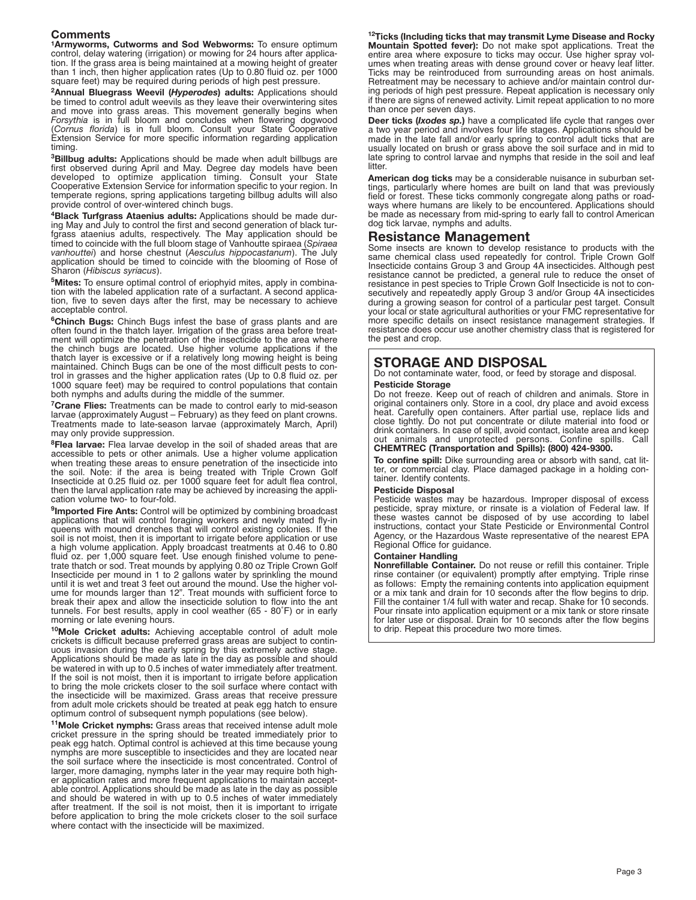## Comments

[1]**Armyworms, Cutworms and Sod Webworms:** To ensure optimum control, delay watering (irrigation) or mowing for 24 hours after application. If the grass area is being maintained at a mowing height of greater than 1 inch, then higher application rates (Up to 0.80 fluid oz. per 1000 square feet) may be required during periods of high pest pressure.

[2]**Annual Bluegrass Weevil (*Hyperodes*) adults:** Applications should be timed to control adult weevils as they leave their overwintering sites and move into grass areas. This movement generally begins when *Forsythia* is in full bloom and concludes when flowering dogwood (*Cornus florida*) is in full bloom. Consult your State Cooperative Extension Service for more specific information regarding application timing.

[3]**Billbug adults:** Applications should be made when adult billbugs are first observed during April and May. Degree day models have been developed to optimize application timing. Consult your State Cooperative Extension Service for information specific to your region. In temperate regions, spring applications targeting billbug adults will also provide control of over-wintered chinch bugs.

[4]**Black Turfgrass Ataenius adults:** Applications should be made during May and July to control the first and second generation of black turfgrass ataenius adults, respectively. The May application should be timed to coincide with the full bloom stage of Vanhoutte spiraea (*Spiraea vanhouttei*) and horse chestnut (*Aesculus hippocastanum*). The July application should be timed to coincide with the blooming of Rose of Sharon (*Hibiscus syriacus*).

[5]**Mites:** To ensure optimal control of eriophyid mites, apply in combination with the labeled application rate of a surfactant. A second application, five to seven days after the first, may be necessary to achieve acceptable control.

[6]**Chinch Bugs:** Chinch Bugs infest the base of grass plants and are often found in the thatch layer. Irrigation of the grass area before treatment will optimize the penetration of the insecticide to the area where the chinch bugs are located. Use higher volume applications if the thatch layer is excessive or if a relatively long mowing height is being maintained. Chinch Bugs can be one of the most difficult pests to control in grasses and the higher application rates (Up to 0.8 fluid oz. per 1000 square feet) may be required to control populations that contain both nymphs and adults during the middle of the summer.

[7]**Crane Flies:** Treatments can be made to control early to mid-season larvae (approximately August – February) as they feed on plant crowns. Treatments made to late-season larvae (approximately March, April) may only provide suppression.

[8]**Flea larvae:** Flea larvae develop in the soil of shaded areas that are accessible to pets or other animals. Use a higher volume application when treating these areas to ensure penetration of the insecticide into the soil. Note: if the area is being treated with Triple Crown Golf Insecticide at 0.25 fluid oz. per 1000 square feet for adult flea control, then the larval application rate may be achieved by increasing the application volume two- to four-fold.

[9]**Imported Fire Ants:** Control will be optimized by combining broadcast applications that will control foraging workers and newly mated fly-in queens with mound drenches that will control existing colonies. If the soil is not moist, then it is important to irrigate before application or use a high volume application. Apply broadcast treatments at 0.46 to 0.80 fluid oz. per 1,000 square feet. Use enough finished volume to penetrate thatch or sod. Treat mounds by applying 0.80 oz Triple Crown Golf Insecticide per mound in 1 to 2 gallons water by sprinkling the mound until it is wet and treat 3 feet out around the mound. Use the higher volume for mounds larger than 12". Treat mounds with sufficient force to break their apex and allow the insecticide solution to flow into the ant tunnels. For best results, apply in cool weather (65 - 80˚F) or in early morning or late evening hours.

[10]**Mole Cricket adults:** Achieving acceptable control of adult mole crickets is difficult because preferred grass areas are subject to continuous invasion during the early spring by this extremely active stage. Applications should be made as late in the day as possible and should be watered in with up to 0.5 inches of water immediately after treatment. If the soil is not moist, then it is important to irrigate before application to bring the mole crickets closer to the soil surface where contact with the insecticide will be maximized. Grass areas that receive pressure from adult mole crickets should be treated at peak egg hatch to ensure optimum control of subsequent nymph populations (see below).

[11]**Mole Cricket nymphs:** Grass areas that received intense adult mole cricket pressure in the spring should be treated immediately prior to peak egg hatch. Optimal control is achieved at this time because young nymphs are more susceptible to insecticides and they are located near the soil surface where the insecticide is most concentrated. Control of larger, more damaging, nymphs later in the year may require both higher application rates and more frequent applications to maintain acceptable control. Applications should be made as late in the day as possible and should be watered in with up to 0.5 inches of water immediately after treatment. If the soil is not moist, then it is important to irrigate before application to bring the mole crickets closer to the soil surface where contact with the insecticide will be maximized.

[12]**Ticks (Including ticks that may transmit Lyme Disease and Rocky Mountain Spotted fever):** Do not make spot applications. Treat the entire area where exposure to ticks may occur. Use higher spray volumes when treating areas with dense ground cover or heavy leaf litter. Ticks may be reintroduced from surrounding areas on host animals. Retreatment may be necessary to achieve and/or maintain control during periods of high pest pressure. Repeat application is necessary only if there are signs of renewed activity. Limit repeat application to no more than once per seven days.

**Deer ticks (*Ixodes sp.*)** have a complicated life cycle that ranges over a two year period and involves four life stages. Applications should be made in the late fall and/or early spring to control adult ticks that are usually located on brush or grass above the soil surface and in mid to late spring to control larvae and nymphs that reside in the soil and leaf litter.

**American dog ticks** may be a considerable nuisance in suburban settings, particularly where homes are built on land that was previously field or forest. These ticks commonly congregate along paths or roadways where humans are likely to be encountered. Applications should be made as necessary from mid-spring to early fall to control American dog tick larvae, nymphs and adults.

## Resistance Management

Some insects are known to develop resistance to products with the same chemical class used repeatedly for control. Triple Crown Golf Insecticide contains Group 3 and Group 4A insecticides. Although pest resistance cannot be predicted, a general rule to reduce the onset of resistance in pest species to Triple Crown Golf Insecticide is not to consecutively and repeatedly apply Group 3 and/or Group 4A insecticides during a growing season for control of a particular pest target. Consult your local or state agricultural authorities or your FMC representative for more specific details on insect resistance management strategies. If resistance does occur use another chemistry class that is registered for the pest and crop.

## STORAGE AND DISPOSAL

Do not contaminate water, food, or feed by storage and disposal.

**Pesticide Storage**

Do not freeze. Keep out of reach of children and animals. Store in original containers only. Store in a cool, dry place and avoid excess heat. Carefully open containers. After partial use, replace lids and close tightly. Do not put concentrate or dilute material into food or drink containers. In case of spill, avoid contact, isolate area and keep out animals and unprotected persons. Confine spills. Call **CHEMTREC (Transportation and Spills): (800) 424-9300.**

**To confine spill:** Dike surrounding area or absorb with sand, cat litter, or commercial clay. Place damaged package in a holding container. Identify contents.

**Pesticide Disposal**

Pesticide wastes may be hazardous. Improper disposal of excess pesticide, spray mixture, or rinsate is a violation of Federal law. If these wastes cannot be disposed of by use according to label instructions, contact your State Pesticide or Environmental Control Agency, or the Hazardous Waste representative of the nearest EPA Regional Office for guidance.

**Container Handling**

**Nonrefillable Container.** Do not reuse or refill this container. Triple rinse container (or equivalent) promptly after emptying. Triple rinse as follows: Empty the remaining contents into application equipment or a mix tank and drain for 10 seconds after the flow begins to drip. Fill the container 1/4 full with water and recap. Shake for 10 seconds. Pour rinsate into application equipment or a mix tank or store rinsate for later use or disposal. Drain for 10 seconds after the flow begins to drip. Repeat this procedure two more times.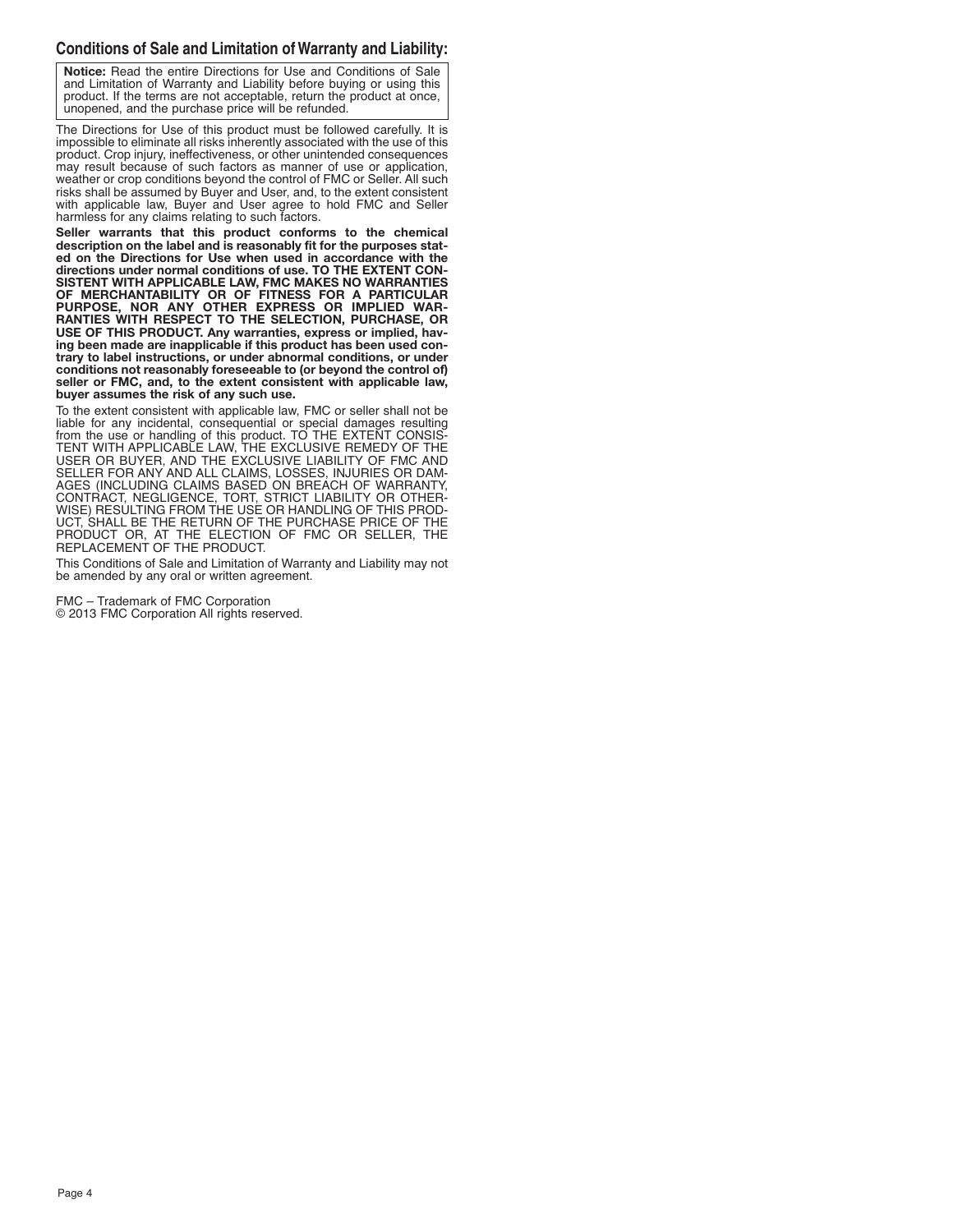## Conditions of Sale and Limitation of Warranty and Liability:

**Notice:** Read the entire Directions for Use and Conditions of Sale and Limitation of Warranty and Liability before buying or using this product. If the terms are not acceptable, return the product at once, unopened, and the purchase price will be refunded.

The Directions for Use of this product must be followed carefully. It is impossible to eliminate all risks inherently associated with the use of this product. Crop injury, ineffectiveness, or other unintended consequences may result because of such factors as manner of use or application, weather or crop conditions beyond the control of FMC or Seller. All such risks shall be assumed by Buyer and User, and, to the extent consistent with applicable law, Buyer and User agree to hold FMC and Seller harmless for any claims relating to such factors.

**Seller warrants that this product conforms to the chemical description on the label and is reasonably fit for the purposes stated on the Directions for Use when used in accordance with the directions under normal conditions of use. TO THE EXTENT CONSISTENT WITH APPLICABLE LAW, FMC MAKES NO WARRANTIES OF MERCHANTABILITY OR OF FITNESS FOR A PARTICULAR PURPOSE, NOR ANY OTHER EXPRESS OR IMPLIED WARRANTIES WITH RESPECT TO THE SELECTION, PURCHASE, OR USE OF THIS PRODUCT. Any warranties, express or implied, having been made are inapplicable if this product has been used contrary to label instructions, or under abnormal conditions, or under conditions not reasonably foreseeable to (or beyond the control of) seller or FMC, and, to the extent consistent with applicable law, buyer assumes the risk of any such use.**

To the extent consistent with applicable law, FMC or seller shall not be liable for any incidental, consequential or special damages resulting from the use or handling of this product. TO THE EXTENT CONSISTENT WITH APPLICABLE LAW, THE EXCLUSIVE REMEDY OF THE USER OR BUYER, AND THE EXCLUSIVE LIABILITY OF FMC AND SELLER FOR ANY AND ALL CLAIMS, LOSSES, INJURIES OR DAMAGES (INCLUDING CLAIMS BASED ON BREACH OF WARRANTY, CONTRACT, NEGLIGENCE, TORT, STRICT LIABILITY OR OTHERWISE) RESULTING FROM THE USE OR HANDLING OF THIS PRODUCT, SHALL BE THE RETURN OF THE PURCHASE PRICE OF THE PRODUCT OR, AT THE ELECTION OF FMC OR SELLER, THE REPLACEMENT OF THE PRODUCT.

This Conditions of Sale and Limitation of Warranty and Liability may not be amended by any oral or written agreement.

FMC – Trademark of FMC Corporation
© 2013 FMC Corporation All rights reserved.